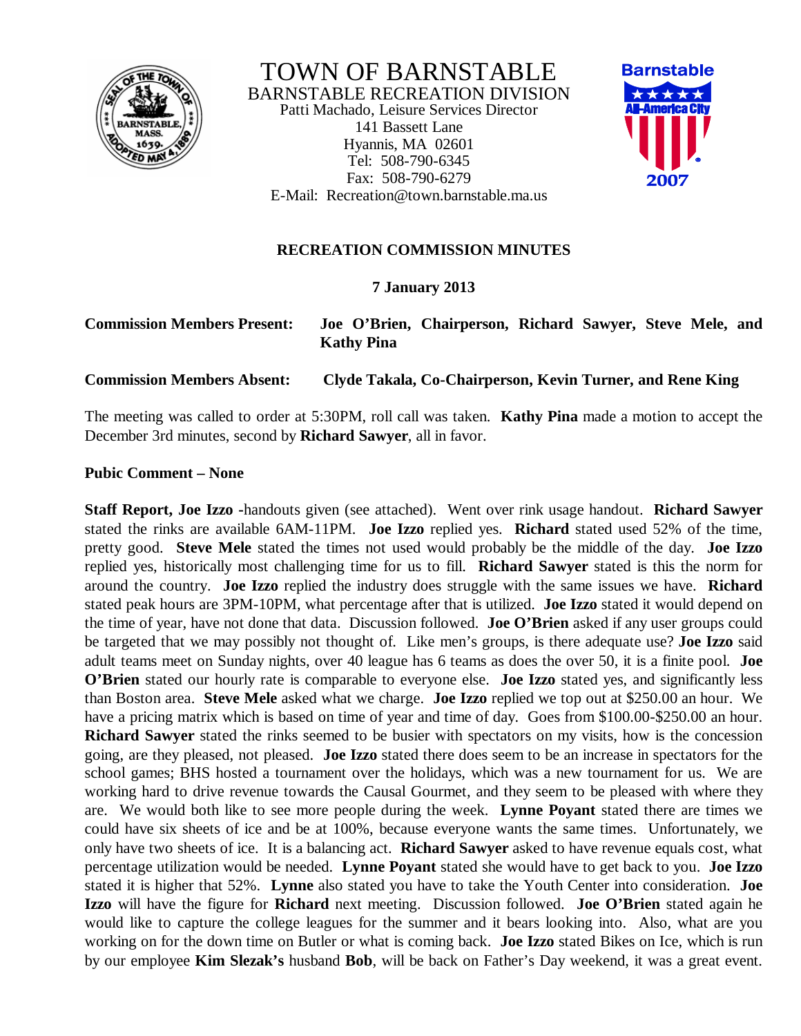# TOWN OF BARNSTABLE

BARNSTABLE RECREATION DIVISION
Patti Machado, Leisure Services Director
141 Bassett Lane
Hyannis, MA 02601
Tel: 508-790-6345
Fax: 508-790-6279
E-Mail: Recreation@town.barnstable.ma.us

Barnstable All-America City 2007

## RECREATION COMMISSION MINUTES

**7 January 2013**

**Commission Members Present:** **Joe O'Brien, Chairperson, Richard Sawyer, Steve Mele, and Kathy Pina**

**Commission Members Absent:** **Clyde Takala, Co-Chairperson, Kevin Turner, and Rene King**

The meeting was called to order at 5:30PM, roll call was taken. **Kathy Pina** made a motion to accept the December 3rd minutes, second by **Richard Sawyer**, all in favor.

**Pubic Comment – None**

**Staff Report, Joe Izzo** -handouts given (see attached). Went over rink usage handout. **Richard Sawyer** stated the rinks are available 6AM-11PM. **Joe Izzo** replied yes. **Richard** stated used 52% of the time, pretty good. **Steve Mele** stated the times not used would probably be the middle of the day. **Joe Izzo** replied yes, historically most challenging time for us to fill. **Richard Sawyer** stated is this the norm for around the country. **Joe Izzo** replied the industry does struggle with the same issues we have. **Richard** stated peak hours are 3PM-10PM, what percentage after that is utilized. **Joe Izzo** stated it would depend on the time of year, have not done that data. Discussion followed. **Joe O'Brien** asked if any user groups could be targeted that we may possibly not thought of. Like men's groups, is there adequate use? **Joe Izzo** said adult teams meet on Sunday nights, over 40 league has 6 teams as does the over 50, it is a finite pool. **Joe O'Brien** stated our hourly rate is comparable to everyone else. **Joe Izzo** stated yes, and significantly less than Boston area. **Steve Mele** asked what we charge. **Joe Izzo** replied we top out at $250.00 an hour. We have a pricing matrix which is based on time of year and time of day. Goes from $100.00-$250.00 an hour. **Richard Sawyer** stated the rinks seemed to be busier with spectators on my visits, how is the concession going, are they pleased, not pleased. **Joe Izzo** stated there does seem to be an increase in spectators for the school games; BHS hosted a tournament over the holidays, which was a new tournament for us. We are working hard to drive revenue towards the Causal Gourmet, and they seem to be pleased with where they are. We would both like to see more people during the week. **Lynne Poyant** stated there are times we could have six sheets of ice and be at 100%, because everyone wants the same times. Unfortunately, we only have two sheets of ice. It is a balancing act. **Richard Sawyer** asked to have revenue equals cost, what percentage utilization would be needed. **Lynne Poyant** stated she would have to get back to you. **Joe Izzo** stated it is higher that 52%. **Lynne** also stated you have to take the Youth Center into consideration. **Joe Izzo** will have the figure for **Richard** next meeting. Discussion followed. **Joe O'Brien** stated again he would like to capture the college leagues for the summer and it bears looking into. Also, what are you working on for the down time on Butler or what is coming back. **Joe Izzo** stated Bikes on Ice, which is run by our employee **Kim Slezak's** husband **Bob**, will be back on Father's Day weekend, it was a great event.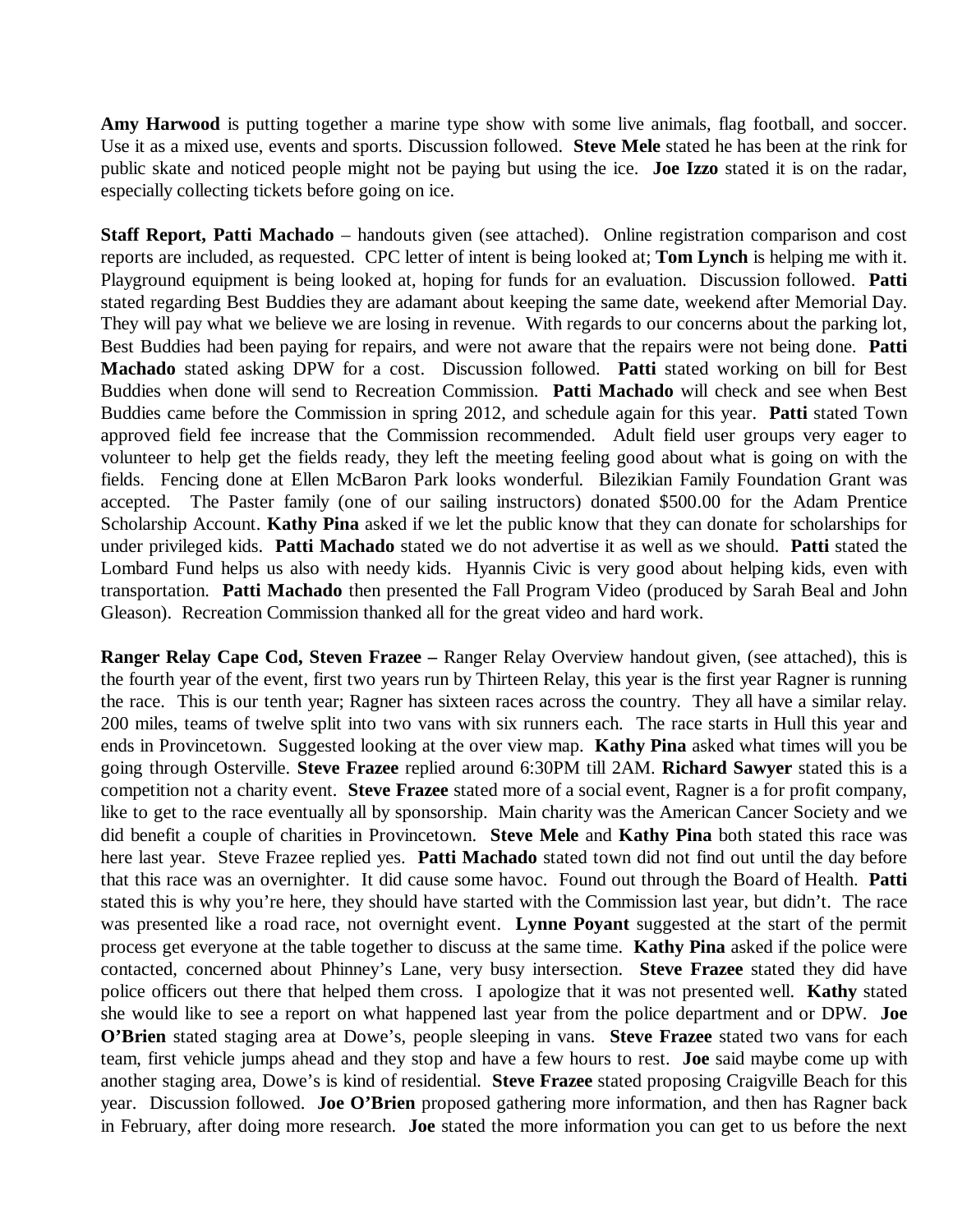**Amy Harwood** is putting together a marine type show with some live animals, flag football, and soccer. Use it as a mixed use, events and sports. Discussion followed. **Steve Mele** stated he has been at the rink for public skate and noticed people might not be paying but using the ice. **Joe Izzo** stated it is on the radar, especially collecting tickets before going on ice.

**Staff Report, Patti Machado** – handouts given (see attached). Online registration comparison and cost reports are included, as requested. CPC letter of intent is being looked at; **Tom Lynch** is helping me with it. Playground equipment is being looked at, hoping for funds for an evaluation. Discussion followed. **Patti** stated regarding Best Buddies they are adamant about keeping the same date, weekend after Memorial Day. They will pay what we believe we are losing in revenue. With regards to our concerns about the parking lot, Best Buddies had been paying for repairs, and were not aware that the repairs were not being done. **Patti Machado** stated asking DPW for a cost. Discussion followed. **Patti** stated working on bill for Best Buddies when done will send to Recreation Commission. **Patti Machado** will check and see when Best Buddies came before the Commission in spring 2012, and schedule again for this year. **Patti** stated Town approved field fee increase that the Commission recommended. Adult field user groups very eager to volunteer to help get the fields ready, they left the meeting feeling good about what is going on with the fields. Fencing done at Ellen McBaron Park looks wonderful. Bilezikian Family Foundation Grant was accepted. The Paster family (one of our sailing instructors) donated $500.00 for the Adam Prentice Scholarship Account. **Kathy Pina** asked if we let the public know that they can donate for scholarships for under privileged kids. **Patti Machado** stated we do not advertise it as well as we should. **Patti** stated the Lombard Fund helps us also with needy kids. Hyannis Civic is very good about helping kids, even with transportation. **Patti Machado** then presented the Fall Program Video (produced by Sarah Beal and John Gleason). Recreation Commission thanked all for the great video and hard work.

**Ranger Relay Cape Cod, Steven Frazee –** Ranger Relay Overview handout given, (see attached), this is the fourth year of the event, first two years run by Thirteen Relay, this year is the first year Ragner is running the race. This is our tenth year; Ragner has sixteen races across the country. They all have a similar relay. 200 miles, teams of twelve split into two vans with six runners each. The race starts in Hull this year and ends in Provincetown. Suggested looking at the over view map. **Kathy Pina** asked what times will you be going through Osterville. **Steve Frazee** replied around 6:30PM till 2AM. **Richard Sawyer** stated this is a competition not a charity event. **Steve Frazee** stated more of a social event, Ragner is a for profit company, like to get to the race eventually all by sponsorship. Main charity was the American Cancer Society and we did benefit a couple of charities in Provincetown. **Steve Mele** and **Kathy Pina** both stated this race was here last year. Steve Frazee replied yes. **Patti Machado** stated town did not find out until the day before that this race was an overnighter. It did cause some havoc. Found out through the Board of Health. **Patti** stated this is why you're here, they should have started with the Commission last year, but didn't. The race was presented like a road race, not overnight event. **Lynne Poyant** suggested at the start of the permit process get everyone at the table together to discuss at the same time. **Kathy Pina** asked if the police were contacted, concerned about Phinney's Lane, very busy intersection. **Steve Frazee** stated they did have police officers out there that helped them cross. I apologize that it was not presented well. **Kathy** stated she would like to see a report on what happened last year from the police department and or DPW. **Joe O'Brien** stated staging area at Dowe's, people sleeping in vans. **Steve Frazee** stated two vans for each team, first vehicle jumps ahead and they stop and have a few hours to rest. **Joe** said maybe come up with another staging area, Dowe's is kind of residential. **Steve Frazee** stated proposing Craigville Beach for this year. Discussion followed. **Joe O'Brien** proposed gathering more information, and then has Ragner back in February, after doing more research. **Joe** stated the more information you can get to us before the next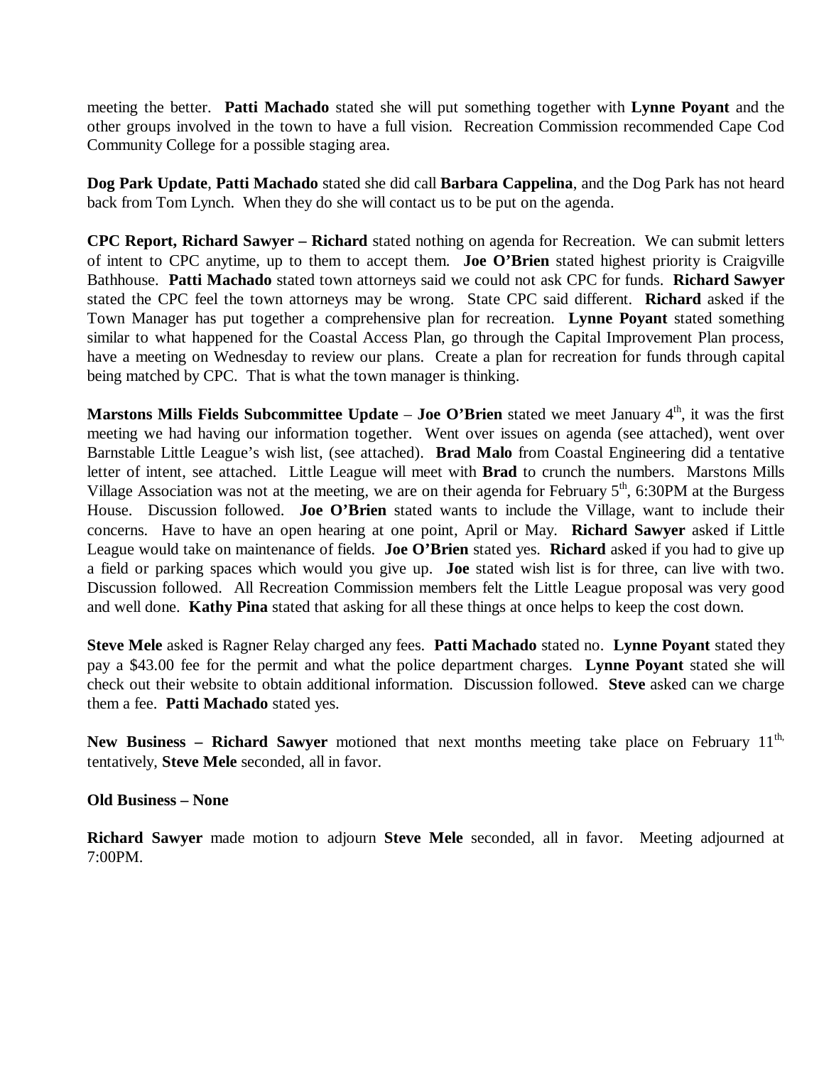meeting the better. **Patti Machado** stated she will put something together with **Lynne Poyant** and the other groups involved in the town to have a full vision. Recreation Commission recommended Cape Cod Community College for a possible staging area.

**Dog Park Update**, **Patti Machado** stated she did call **Barbara Cappelina**, and the Dog Park has not heard back from Tom Lynch. When they do she will contact us to be put on the agenda.

**CPC Report, Richard Sawyer – Richard** stated nothing on agenda for Recreation. We can submit letters of intent to CPC anytime, up to them to accept them. **Joe O'Brien** stated highest priority is Craigville Bathhouse. **Patti Machado** stated town attorneys said we could not ask CPC for funds. **Richard Sawyer** stated the CPC feel the town attorneys may be wrong. State CPC said different. **Richard** asked if the Town Manager has put together a comprehensive plan for recreation. **Lynne Poyant** stated something similar to what happened for the Coastal Access Plan, go through the Capital Improvement Plan process, have a meeting on Wednesday to review our plans. Create a plan for recreation for funds through capital being matched by CPC. That is what the town manager is thinking.

**Marstons Mills Fields Subcommittee Update** – **Joe O'Brien** stated we meet January 4th, it was the first meeting we had having our information together. Went over issues on agenda (see attached), went over Barnstable Little League's wish list, (see attached). **Brad Malo** from Coastal Engineering did a tentative letter of intent, see attached. Little League will meet with **Brad** to crunch the numbers. Marstons Mills Village Association was not at the meeting, we are on their agenda for February 5th, 6:30PM at the Burgess House. Discussion followed. **Joe O'Brien** stated wants to include the Village, want to include their concerns. Have to have an open hearing at one point, April or May. **Richard Sawyer** asked if Little League would take on maintenance of fields. **Joe O'Brien** stated yes. **Richard** asked if you had to give up a field or parking spaces which would you give up. **Joe** stated wish list is for three, can live with two. Discussion followed. All Recreation Commission members felt the Little League proposal was very good and well done. **Kathy Pina** stated that asking for all these things at once helps to keep the cost down.

**Steve Mele** asked is Ragner Relay charged any fees. **Patti Machado** stated no. **Lynne Poyant** stated they pay a $43.00 fee for the permit and what the police department charges. **Lynne Poyant** stated she will check out their website to obtain additional information. Discussion followed. **Steve** asked can we charge them a fee. **Patti Machado** stated yes.

**New Business – Richard Sawyer** motioned that next months meeting take place on February 11th, tentatively, **Steve Mele** seconded, all in favor.

**Old Business – None**

**Richard Sawyer** made motion to adjourn **Steve Mele** seconded, all in favor. Meeting adjourned at 7:00PM.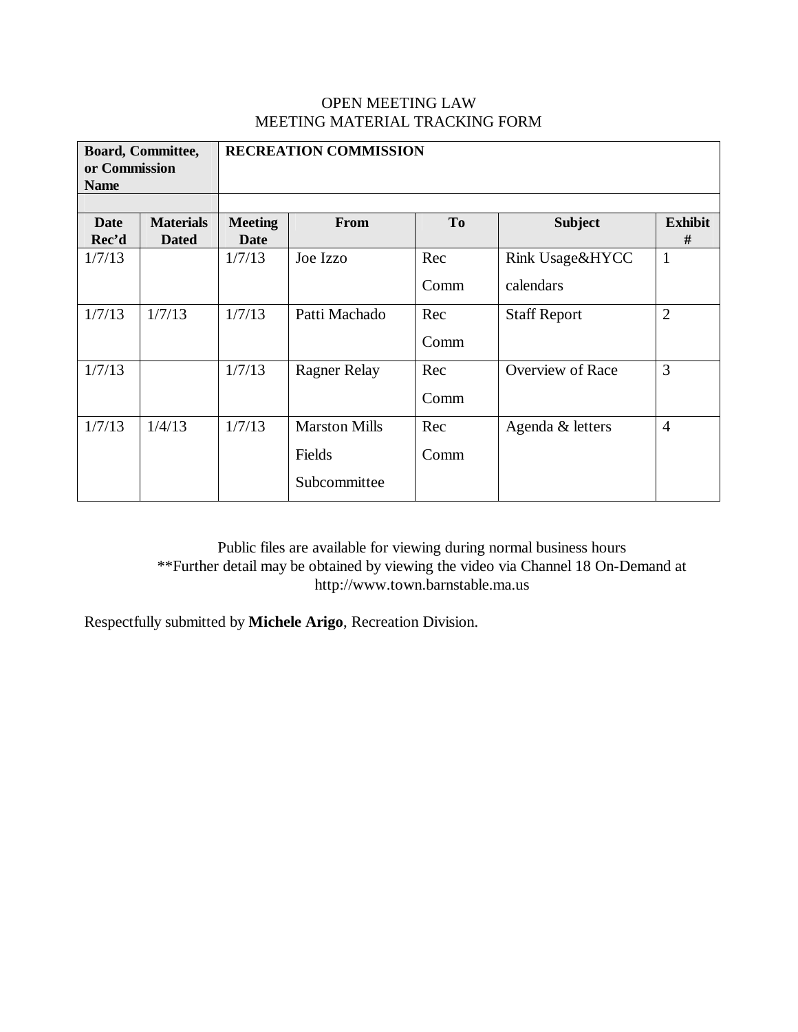OPEN MEETING LAW
MEETING MATERIAL TRACKING FORM

| **Board, Committee, or Commission Name** | | **RECREATION COMMISSION** | | | | |
|---|---|---|---|---|---|---|
| | | | | | | |
| **Date Rec'd** | **Materials Dated** | **Meeting Date** | **From** | **To** | **Subject** | **Exhibit #** |
| 1/7/13 | | 1/7/13 | Joe Izzo | Rec Comm | Rink Usage&HYCC calendars | 1 |
| 1/7/13 | 1/7/13 | 1/7/13 | Patti Machado | Rec Comm | Staff Report | 2 |
| 1/7/13 | | 1/7/13 | Ragner Relay | Rec Comm | Overview of Race | 3 |
| 1/7/13 | 1/4/13 | 1/7/13 | Marston Mills Fields Subcommittee | Rec Comm | Agenda & letters | 4 |

Public files are available for viewing during normal business hours
**Further detail may be obtained by viewing the video via Channel 18 On-Demand at http://www.town.barnstable.ma.us

Respectfully submitted by **Michele Arigo**, Recreation Division.